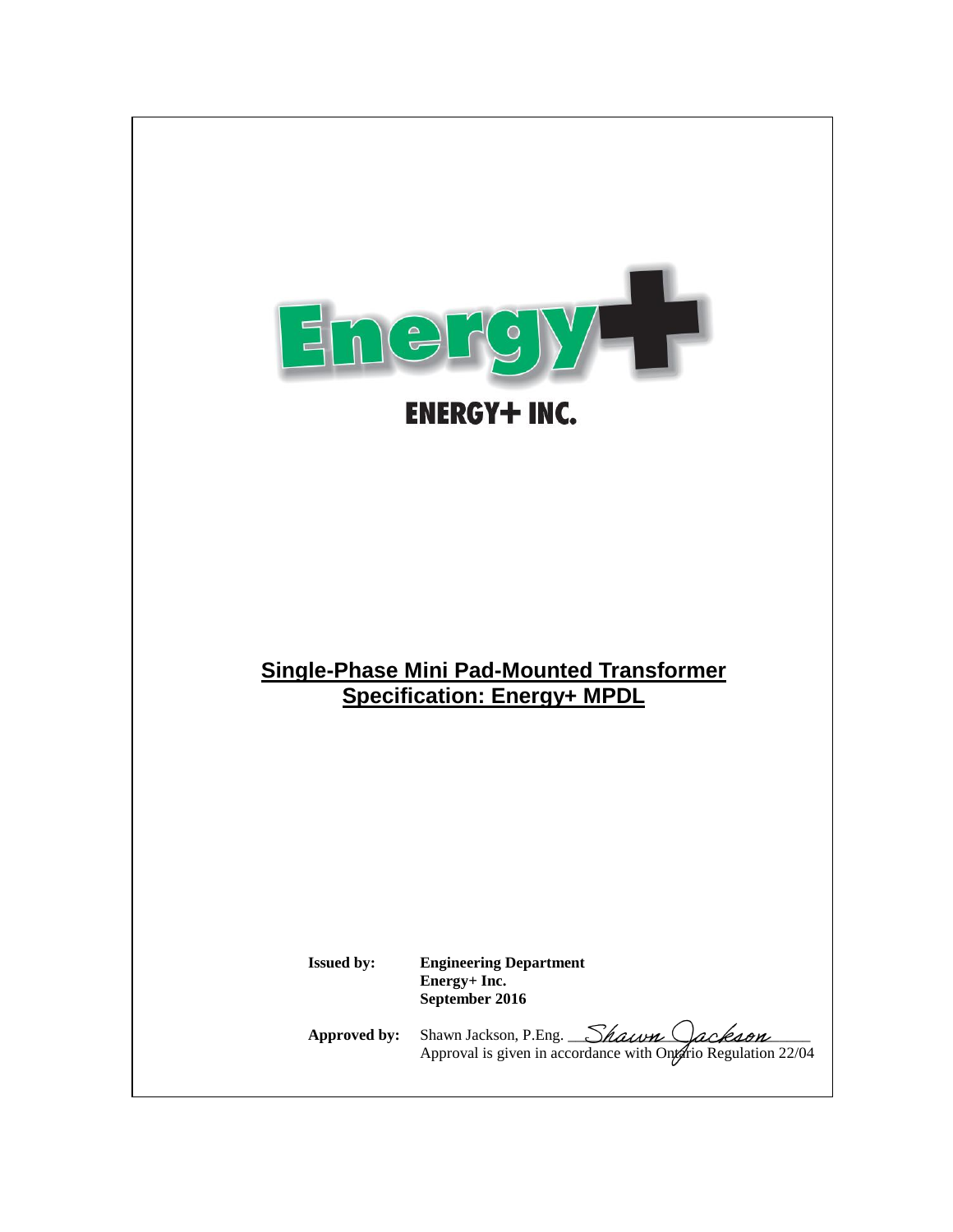ENERGY+ INC.

# Single-Phase Mini Pad-Mounted Transformer
# Specification: Energy+ MPDL

**Issued by:** **Engineering Department**
**Energy+ Inc.**
**September 2016**

**Approved by:** Shawn Jackson, P.Eng. *Shawn Jackson*
Approval is given in accordance with Ontario Regulation 22/04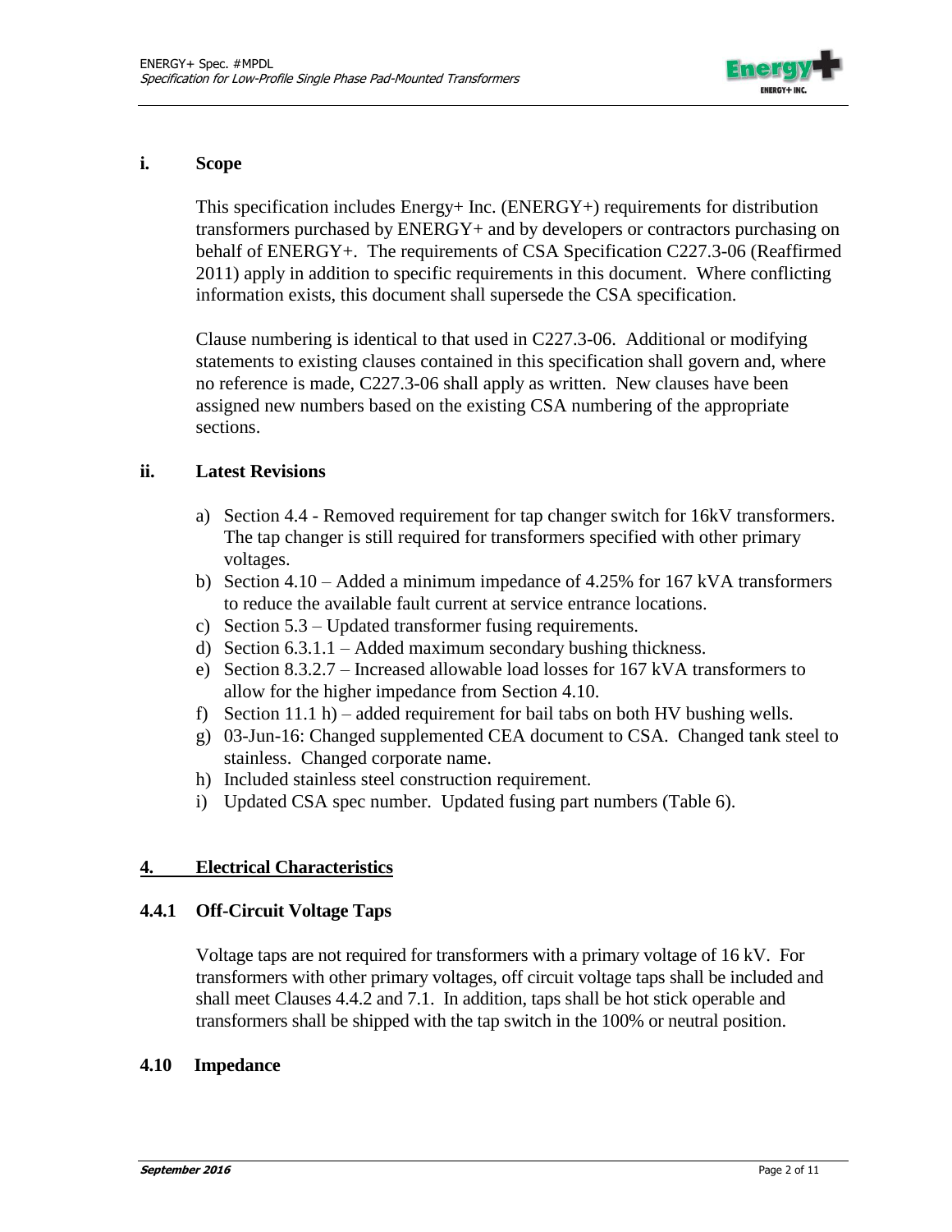## i. Scope

This specification includes Energy+ Inc. (ENERGY+) requirements for distribution transformers purchased by ENERGY+ and by developers or contractors purchasing on behalf of ENERGY+. The requirements of CSA Specification C227.3-06 (Reaffirmed 2011) apply in addition to specific requirements in this document. Where conflicting information exists, this document shall supersede the CSA specification.

Clause numbering is identical to that used in C227.3-06. Additional or modifying statements to existing clauses contained in this specification shall govern and, where no reference is made, C227.3-06 shall apply as written. New clauses have been assigned new numbers based on the existing CSA numbering of the appropriate sections.

## ii. Latest Revisions

a) Section 4.4 - Removed requirement for tap changer switch for 16kV transformers. The tap changer is still required for transformers specified with other primary voltages.
b) Section 4.10 – Added a minimum impedance of 4.25% for 167 kVA transformers to reduce the available fault current at service entrance locations.
c) Section 5.3 – Updated transformer fusing requirements.
d) Section 6.3.1.1 – Added maximum secondary bushing thickness.
e) Section 8.3.2.7 – Increased allowable load losses for 167 kVA transformers to allow for the higher impedance from Section 4.10.
f) Section 11.1 h) – added requirement for bail tabs on both HV bushing wells.
g) 03-Jun-16: Changed supplemented CEA document to CSA. Changed tank steel to stainless. Changed corporate name.
h) Included stainless steel construction requirement.
i) Updated CSA spec number. Updated fusing part numbers (Table 6).

## 4. Electrical Characteristics

### 4.4.1 Off-Circuit Voltage Taps

Voltage taps are not required for transformers with a primary voltage of 16 kV. For transformers with other primary voltages, off circuit voltage taps shall be included and shall meet Clauses 4.4.2 and 7.1. In addition, taps shall be hot stick operable and transformers shall be shipped with the tap switch in the 100% or neutral position.

### 4.10 Impedance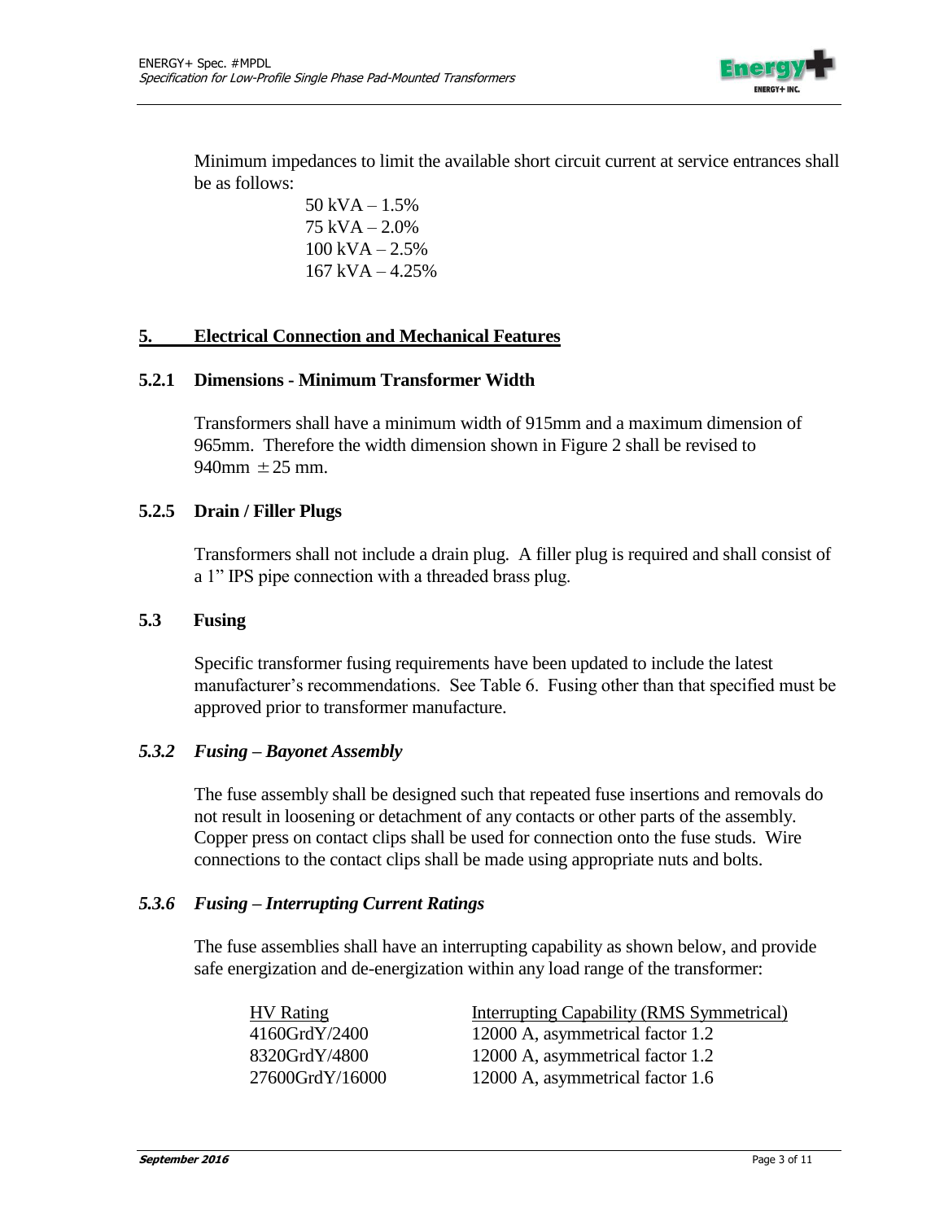Minimum impedances to limit the available short circuit current at service entrances shall be as follows:

50 kVA – 1.5%
75 kVA – 2.0%
100 kVA – 2.5%
167 kVA – 4.25%

## 5. Electrical Connection and Mechanical Features

### 5.2.1 Dimensions - Minimum Transformer Width

Transformers shall have a minimum width of 915mm and a maximum dimension of 965mm. Therefore the width dimension shown in Figure 2 shall be revised to 940mm $\pm$ 25 mm.

### 5.2.5 Drain / Filler Plugs

Transformers shall not include a drain plug. A filler plug is required and shall consist of a 1" IPS pipe connection with a threaded brass plug.

### 5.3 Fusing

Specific transformer fusing requirements have been updated to include the latest manufacturer's recommendations. See Table 6. Fusing other than that specified must be approved prior to transformer manufacture.

### *5.3.2 Fusing – Bayonet Assembly*

The fuse assembly shall be designed such that repeated fuse insertions and removals do not result in loosening or detachment of any contacts or other parts of the assembly. Copper press on contact clips shall be used for connection onto the fuse studs. Wire connections to the contact clips shall be made using appropriate nuts and bolts.

### *5.3.6 Fusing – Interrupting Current Ratings*

The fuse assemblies shall have an interrupting capability as shown below, and provide safe energization and de-energization within any load range of the transformer:

| HV Rating | Interrupting Capability (RMS Symmetrical) |
|---|---|
| 4160GrdY/2400 | 12000 A, asymmetrical factor 1.2 |
| 8320GrdY/4800 | 12000 A, asymmetrical factor 1.2 |
| 27600GrdY/16000 | 12000 A, asymmetrical factor 1.6 |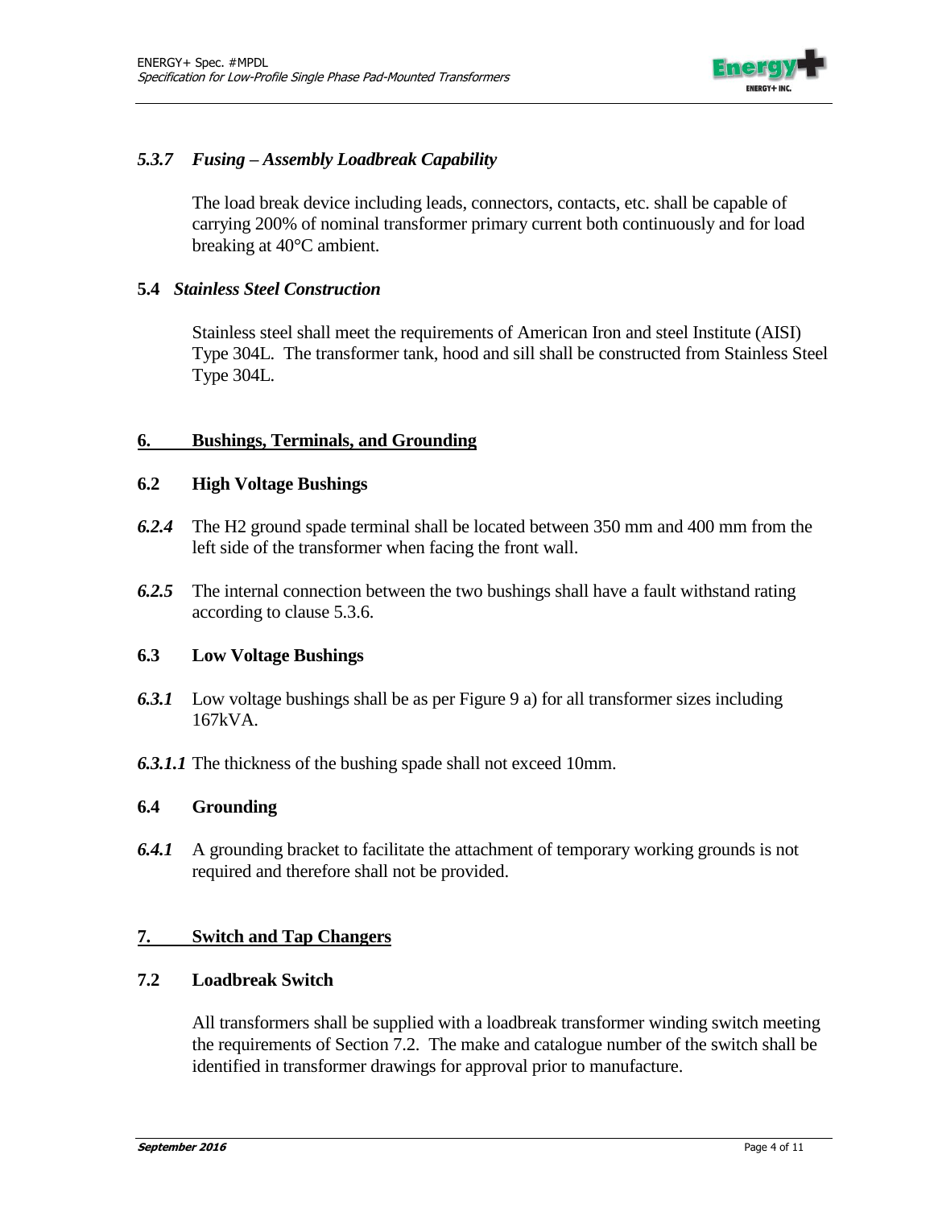### *5.3.7 Fusing – Assembly Loadbreak Capability*

The load break device including leads, connectors, contacts, etc. shall be capable of carrying 200% of nominal transformer primary current both continuously and for load breaking at 40°C ambient.

### **5.4** *Stainless Steel Construction*

Stainless steel shall meet the requirements of American Iron and steel Institute (AISI) Type 304L. The transformer tank, hood and sill shall be constructed from Stainless Steel Type 304L.

## 6. Bushings, Terminals, and Grounding

### 6.2 High Voltage Bushings

***6.2.4*** The H2 ground spade terminal shall be located between 350 mm and 400 mm from the left side of the transformer when facing the front wall.

***6.2.5*** The internal connection between the two bushings shall have a fault withstand rating according to clause 5.3.6.

### 6.3 Low Voltage Bushings

***6.3.1*** Low voltage bushings shall be as per Figure 9 a) for all transformer sizes including 167kVA.

***6.3.1.1*** The thickness of the bushing spade shall not exceed 10mm.

### 6.4 Grounding

***6.4.1*** A grounding bracket to facilitate the attachment of temporary working grounds is not required and therefore shall not be provided.

## 7. Switch and Tap Changers

### 7.2 Loadbreak Switch

All transformers shall be supplied with a loadbreak transformer winding switch meeting the requirements of Section 7.2. The make and catalogue number of the switch shall be identified in transformer drawings for approval prior to manufacture.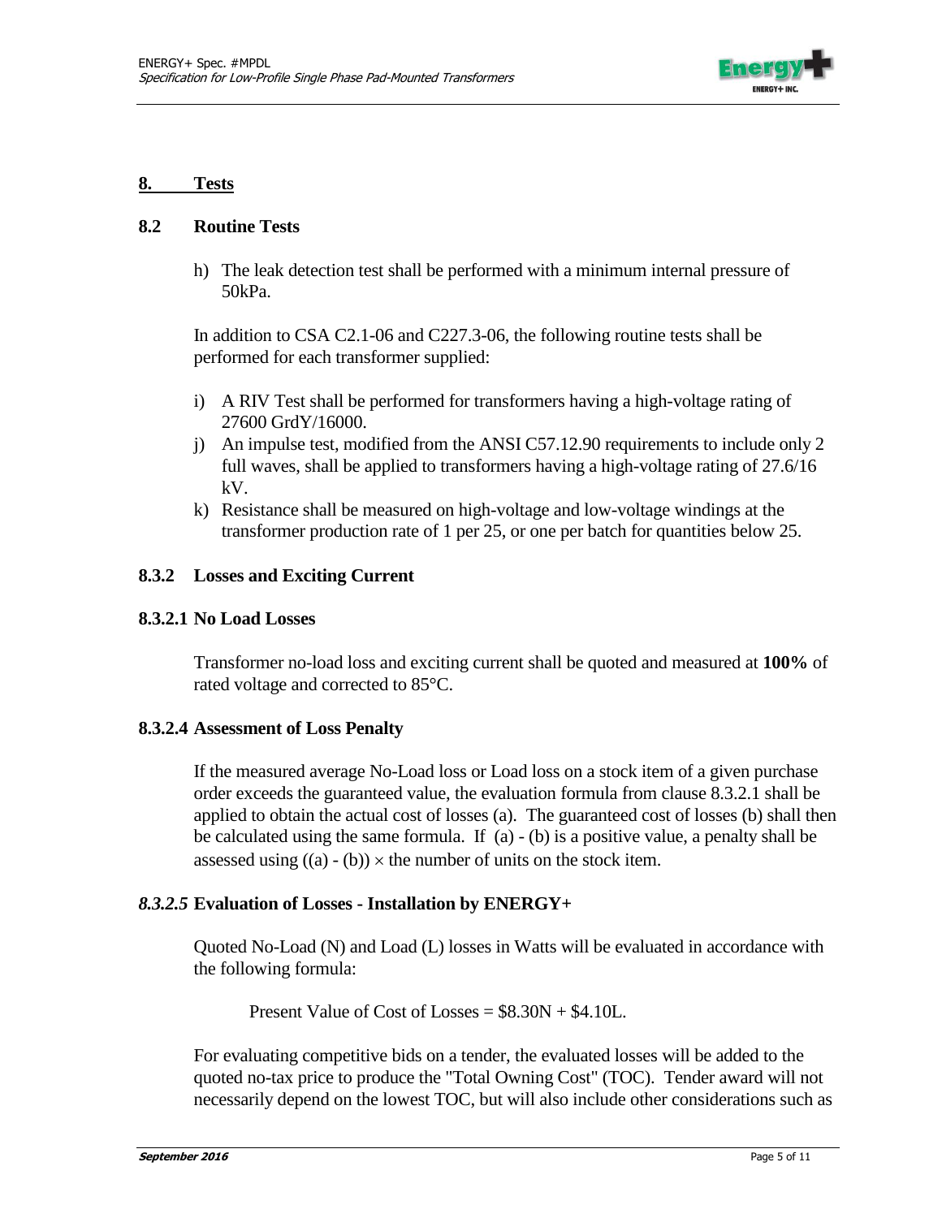## 8. Tests

### 8.2 Routine Tests

h) The leak detection test shall be performed with a minimum internal pressure of 50kPa.

In addition to CSA C2.1-06 and C227.3-06, the following routine tests shall be performed for each transformer supplied:

i) A RIV Test shall be performed for transformers having a high-voltage rating of 27600 GrdY/16000.
j) An impulse test, modified from the ANSI C57.12.90 requirements to include only 2 full waves, shall be applied to transformers having a high-voltage rating of 27.6/16 kV.
k) Resistance shall be measured on high-voltage and low-voltage windings at the transformer production rate of 1 per 25, or one per batch for quantities below 25.

### 8.3.2 Losses and Exciting Current

#### 8.3.2.1 No Load Losses

Transformer no-load loss and exciting current shall be quoted and measured at **100%** of rated voltage and corrected to 85°C.

#### 8.3.2.4 Assessment of Loss Penalty

If the measured average No-Load loss or Load loss on a stock item of a given purchase order exceeds the guaranteed value, the evaluation formula from clause 8.3.2.1 shall be applied to obtain the actual cost of losses (a). The guaranteed cost of losses (b) shall then be calculated using the same formula. If (a) - (b) is a positive value, a penalty shall be assessed using ((a) - (b)) × the number of units on the stock item.

#### *8.3.2.5* Evaluation of Losses - Installation by ENERGY+

Quoted No-Load (N) and Load (L) losses in Watts will be evaluated in accordance with the following formula:

Present Value of Cost of Losses = \$8.30N + \$4.10L.

For evaluating competitive bids on a tender, the evaluated losses will be added to the quoted no-tax price to produce the "Total Owning Cost" (TOC). Tender award will not necessarily depend on the lowest TOC, but will also include other considerations such as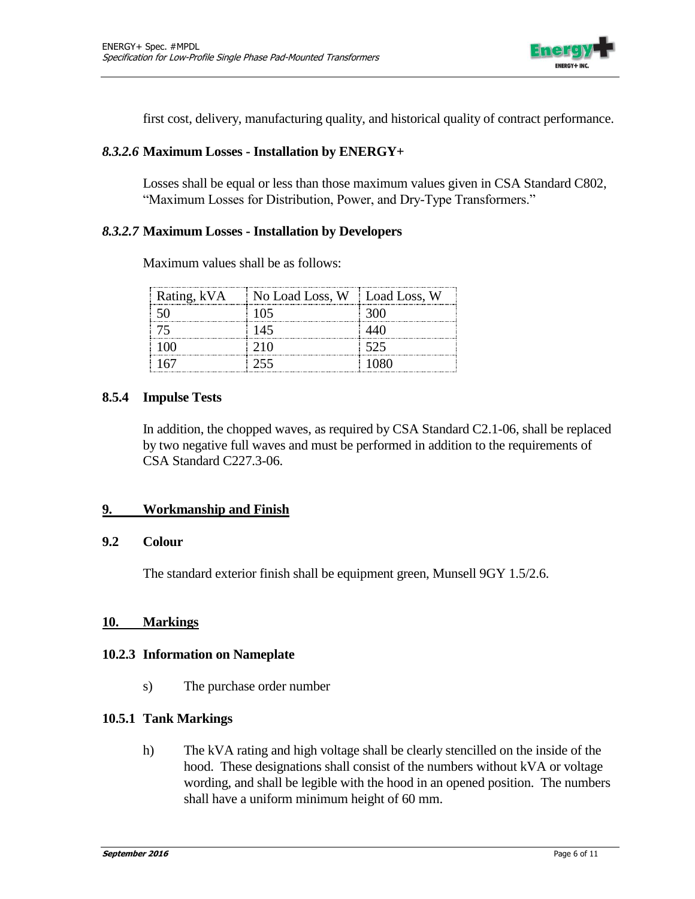first cost, delivery, manufacturing quality, and historical quality of contract performance.

#### *8.3.2.6* Maximum Losses - Installation by ENERGY+

Losses shall be equal or less than those maximum values given in CSA Standard C802, "Maximum Losses for Distribution, Power, and Dry-Type Transformers."

#### *8.3.2.7* Maximum Losses - Installation by Developers

Maximum values shall be as follows:

| Rating, kVA | No Load Loss, W | Load Loss, W |
|---|---|---|
| 50 | 105 | 300 |
| 75 | 145 | 440 |
| 100 | 210 | 525 |
| 167 | 255 | 1080 |

### 8.5.4 Impulse Tests

In addition, the chopped waves, as required by CSA Standard C2.1-06, shall be replaced by two negative full waves and must be performed in addition to the requirements of CSA Standard C227.3-06.

## 9. Workmanship and Finish

### 9.2 Colour

The standard exterior finish shall be equipment green, Munsell 9GY 1.5/2.6.

## 10. Markings

### 10.2.3 Information on Nameplate

s) The purchase order number

### 10.5.1 Tank Markings

h) The kVA rating and high voltage shall be clearly stencilled on the inside of the hood. These designations shall consist of the numbers without kVA or voltage wording, and shall be legible with the hood in an opened position. The numbers shall have a uniform minimum height of 60 mm.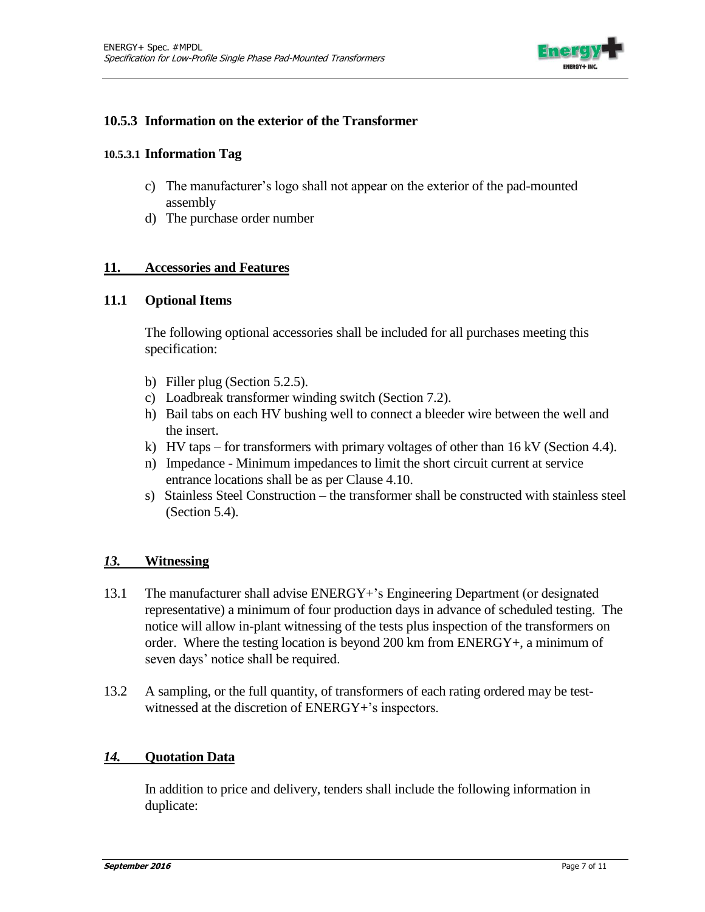### 10.5.3 Information on the exterior of the Transformer

#### 10.5.3.1 Information Tag

c) The manufacturer's logo shall not appear on the exterior of the pad-mounted assembly
d) The purchase order number

## 11. Accessories and Features

### 11.1 Optional Items

The following optional accessories shall be included for all purchases meeting this specification:

b) Filler plug (Section 5.2.5).
c) Loadbreak transformer winding switch (Section 7.2).
h) Bail tabs on each HV bushing well to connect a bleeder wire between the well and the insert.
k) HV taps – for transformers with primary voltages of other than 16 kV (Section 4.4).
n) Impedance - Minimum impedances to limit the short circuit current at service entrance locations shall be as per Clause 4.10.
s) Stainless Steel Construction – the transformer shall be constructed with stainless steel (Section 5.4).

## *13.* Witnessing

13.1 The manufacturer shall advise ENERGY+'s Engineering Department (or designated representative) a minimum of four production days in advance of scheduled testing. The notice will allow in-plant witnessing of the tests plus inspection of the transformers on order. Where the testing location is beyond 200 km from ENERGY+, a minimum of seven days' notice shall be required.

13.2 A sampling, or the full quantity, of transformers of each rating ordered may be test-witnessed at the discretion of ENERGY+'s inspectors.

## *14.* Quotation Data

In addition to price and delivery, tenders shall include the following information in duplicate: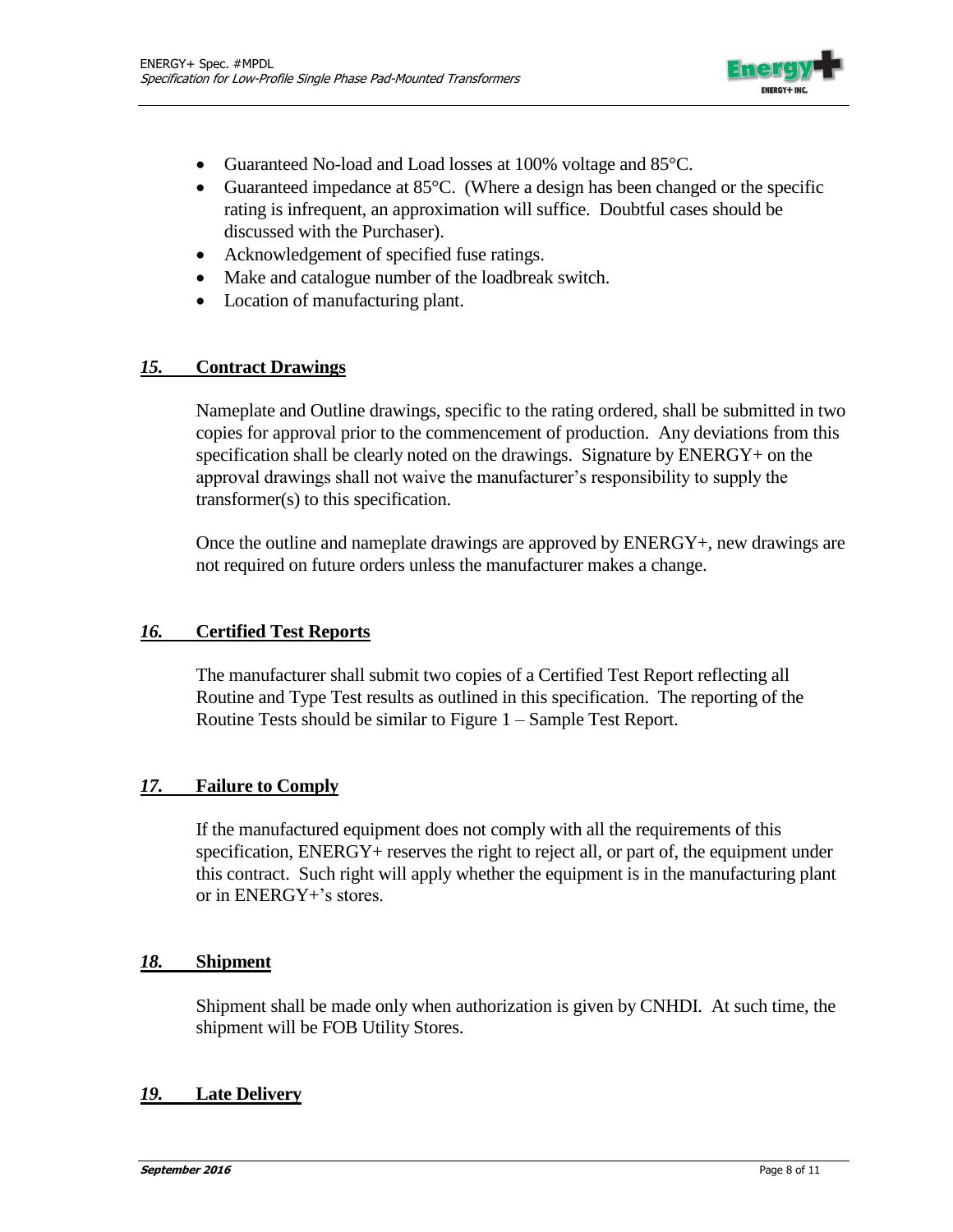- Guaranteed No-load and Load losses at 100% voltage and 85°C.
- Guaranteed impedance at 85°C. (Where a design has been changed or the specific rating is infrequent, an approximation will suffice. Doubtful cases should be discussed with the Purchaser).
- Acknowledgement of specified fuse ratings.
- Make and catalogue number of the loadbreak switch.
- Location of manufacturing plant.

## *15.* Contract Drawings

Nameplate and Outline drawings, specific to the rating ordered, shall be submitted in two copies for approval prior to the commencement of production. Any deviations from this specification shall be clearly noted on the drawings. Signature by ENERGY+ on the approval drawings shall not waive the manufacturer's responsibility to supply the transformer(s) to this specification.

Once the outline and nameplate drawings are approved by ENERGY+, new drawings are not required on future orders unless the manufacturer makes a change.

## *16.* Certified Test Reports

The manufacturer shall submit two copies of a Certified Test Report reflecting all Routine and Type Test results as outlined in this specification. The reporting of the Routine Tests should be similar to Figure 1 – Sample Test Report.

## *17.* Failure to Comply

If the manufactured equipment does not comply with all the requirements of this specification, ENERGY+ reserves the right to reject all, or part of, the equipment under this contract. Such right will apply whether the equipment is in the manufacturing plant or in ENERGY+'s stores.

## *18.* Shipment

Shipment shall be made only when authorization is given by CNHDI. At such time, the shipment will be FOB Utility Stores.

## *19.* Late Delivery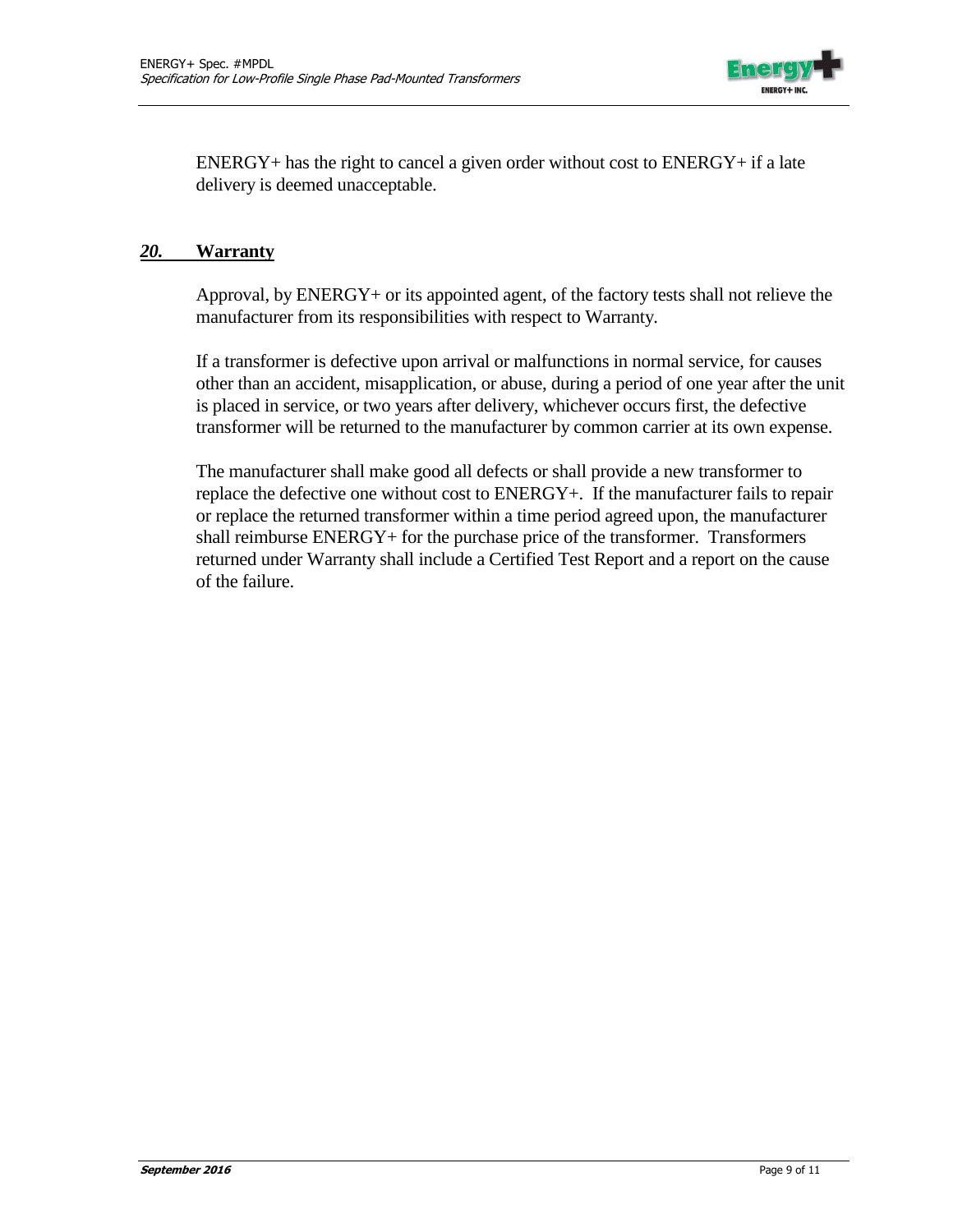ENERGY+ has the right to cancel a given order without cost to ENERGY+ if a late delivery is deemed unacceptable.

## *20.* Warranty

Approval, by ENERGY+ or its appointed agent, of the factory tests shall not relieve the manufacturer from its responsibilities with respect to Warranty.

If a transformer is defective upon arrival or malfunctions in normal service, for causes other than an accident, misapplication, or abuse, during a period of one year after the unit is placed in service, or two years after delivery, whichever occurs first, the defective transformer will be returned to the manufacturer by common carrier at its own expense.

The manufacturer shall make good all defects or shall provide a new transformer to replace the defective one without cost to ENERGY+. If the manufacturer fails to repair or replace the returned transformer within a time period agreed upon, the manufacturer shall reimburse ENERGY+ for the purchase price of the transformer. Transformers returned under Warranty shall include a Certified Test Report and a report on the cause of the failure.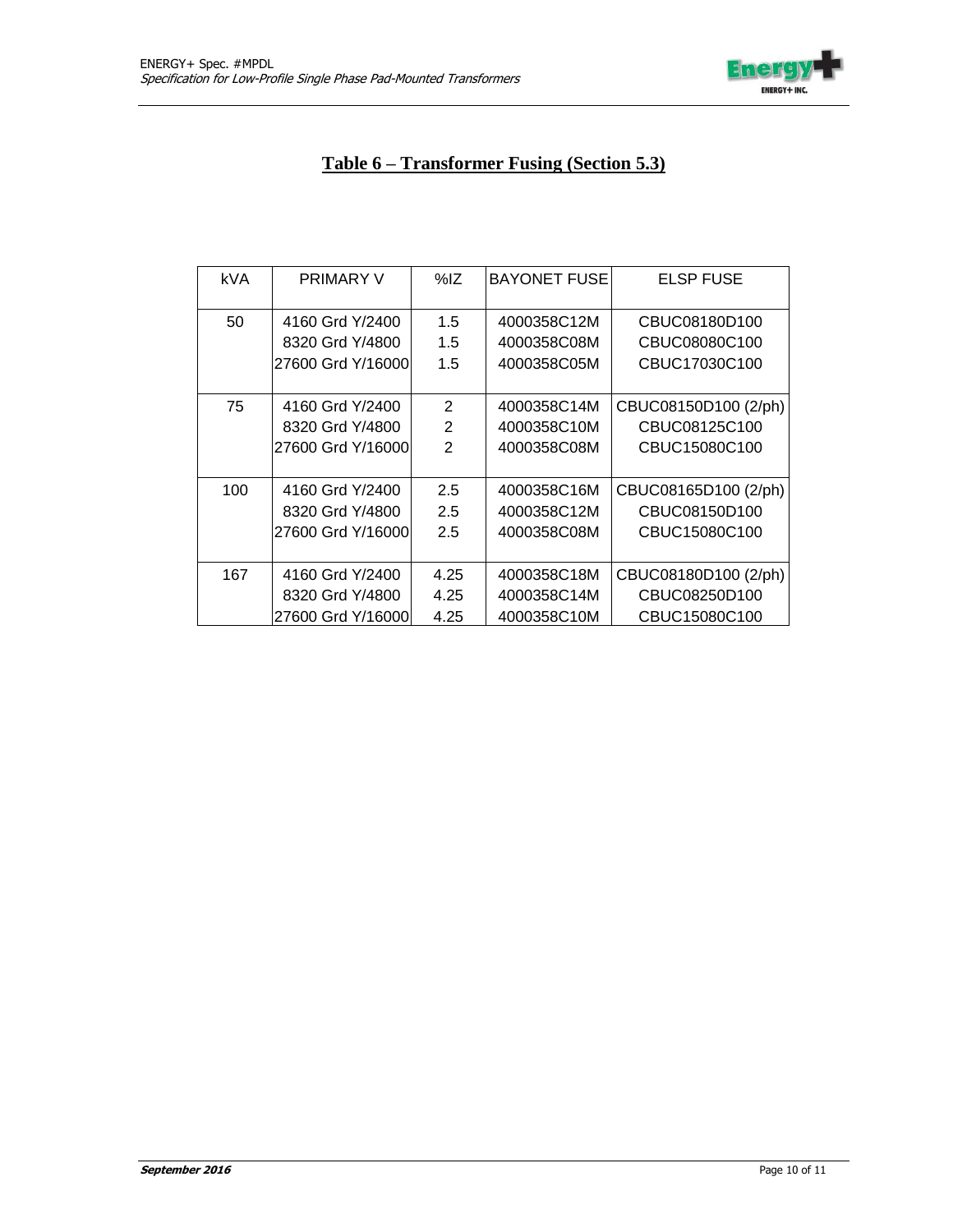## Table 6 – Transformer Fusing (Section 5.3)

| kVA | PRIMARY V | %IZ | BAYONET FUSE | ELSP FUSE |
|---|---|---|---|---|
| 50 | 4160 Grd Y/2400 | 1.5 | 4000358C12M | CBUC08180D100 |
| | 8320 Grd Y/4800 | 1.5 | 4000358C08M | CBUC08080C100 |
| | 27600 Grd Y/16000 | 1.5 | 4000358C05M | CBUC17030C100 |
| 75 | 4160 Grd Y/2400 | 2 | 4000358C14M | CBUC08150D100 (2/ph) |
| | 8320 Grd Y/4800 | 2 | 4000358C10M | CBUC08125C100 |
| | 27600 Grd Y/16000 | 2 | 4000358C08M | CBUC15080C100 |
| 100 | 4160 Grd Y/2400 | 2.5 | 4000358C16M | CBUC08165D100 (2/ph) |
| | 8320 Grd Y/4800 | 2.5 | 4000358C12M | CBUC08150D100 |
| | 27600 Grd Y/16000 | 2.5 | 4000358C08M | CBUC15080C100 |
| 167 | 4160 Grd Y/2400 | 4.25 | 4000358C18M | CBUC08180D100 (2/ph) |
| | 8320 Grd Y/4800 | 4.25 | 4000358C14M | CBUC08250D100 |
| | 27600 Grd Y/16000 | 4.25 | 4000358C10M | CBUC15080C100 |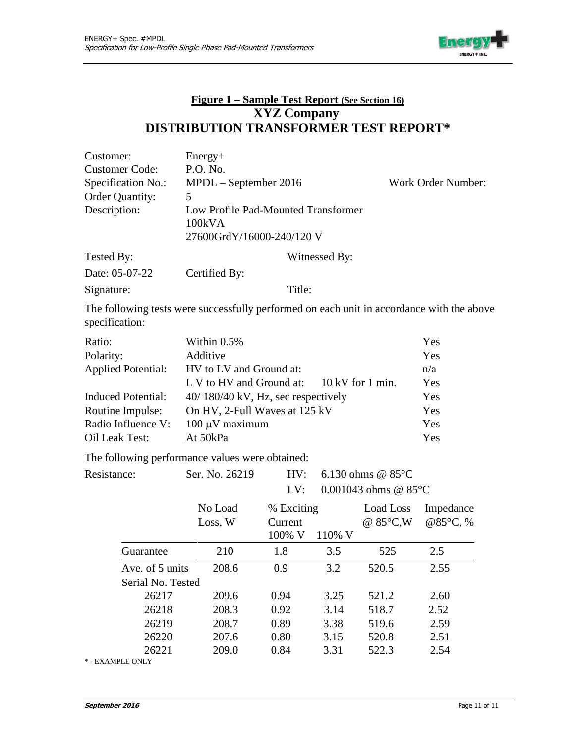**Figure 1 – Sample Test Report (See Section 16)**

## XYZ Company

## DISTRIBUTION TRANSFORMER TEST REPORT*

| | | |
|---|---|---|
| Customer: | Energy+ | |
| Customer Code: | P.O. No. | |
| Specification No.: | MPDL – September 2016 | Work Order Number: |
| Order Quantity: | 5 | |
| Description: | Low Profile Pad-Mounted Transformer<br>100kVA<br>27600GrdY/16000-240/120 V | |

Tested By: Witnessed By:

Date: 05-07-22 Certified By:

Signature: Title:

The following tests were successfully performed on each unit in accordance with the above specification:

| | | |
|---|---|---|
| Ratio: | Within 0.5% | Yes |
| Polarity: | Additive | Yes |
| Applied Potential: | HV to LV and Ground at: | n/a |
| | L V to HV and Ground at: 10 kV for 1 min. | Yes |
| Induced Potential: | 40/ 180/40 kV, Hz, sec respectively | Yes |
| Routine Impulse: | On HV, 2-Full Waves at 125 kV | Yes |
| Radio Influence V: | 100 μV maximum | Yes |
| Oil Leak Test: | At 50kPa | Yes |

The following performance values were obtained:

Resistance: Ser. No. 26219 HV: 6.130 ohms @ 85°C

LV: 0.001043 ohms @ 85°C

| | No Load Loss, W | % Exciting Current 100% V | 110% V | Load Loss @ 85°C,W | Impedance @85°C, % |
|---|---|---|---|---|---|
| Guarantee | 210 | 1.8 | 3.5 | 525 | 2.5 |
| Ave. of 5 units | 208.6 | 0.9 | 3.2 | 520.5 | 2.55 |
| Serial No. Tested | | | | | |
| 26217 | 209.6 | 0.94 | 3.25 | 521.2 | 2.60 |
| 26218 | 208.3 | 0.92 | 3.14 | 518.7 | 2.52 |
| 26219 | 208.7 | 0.89 | 3.38 | 519.6 | 2.59 |
| 26220 | 207.6 | 0.80 | 3.15 | 520.8 | 2.51 |
| 26221 | 209.0 | 0.84 | 3.31 | 522.3 | 2.54 |

* - EXAMPLE ONLY